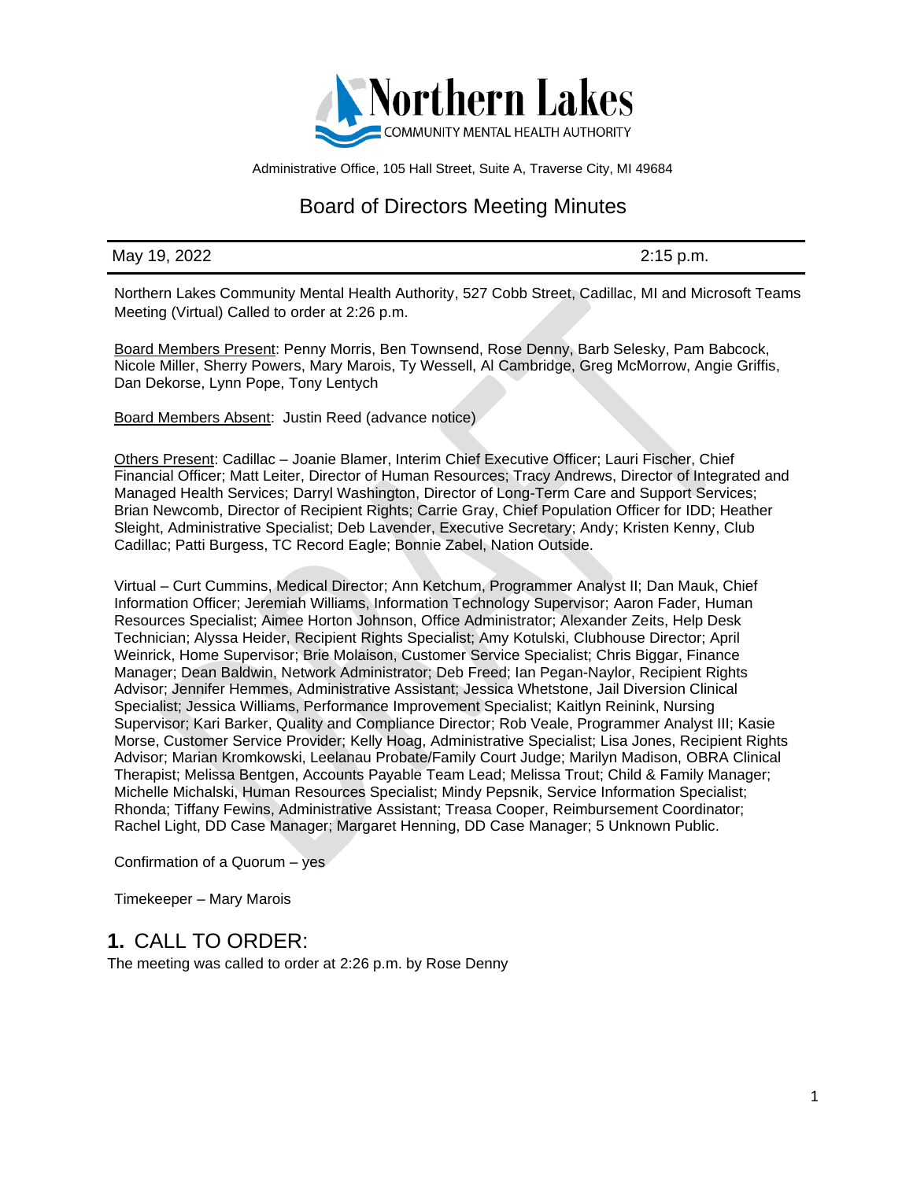Northern Lakes
COMMUNITY MENTAL HEALTH AUTHORITY

Administrative Office, 105 Hall Street, Suite A, Traverse City, MI 49684

# Board of Directors Meeting Minutes

May 19, 2022 | 2:15 p.m.

Northern Lakes Community Mental Health Authority, 527 Cobb Street, Cadillac, MI and Microsoft Teams Meeting (Virtual) Called to order at 2:26 p.m.

Board Members Present: Penny Morris, Ben Townsend, Rose Denny, Barb Selesky, Pam Babcock, Nicole Miller, Sherry Powers, Mary Marois, Ty Wessell, Al Cambridge, Greg McMorrow, Angie Griffis, Dan Dekorse, Lynn Pope, Tony Lentych

Board Members Absent: Justin Reed (advance notice)

Others Present: Cadillac – Joanie Blamer, Interim Chief Executive Officer; Lauri Fischer, Chief Financial Officer; Matt Leiter, Director of Human Resources; Tracy Andrews, Director of Integrated and Managed Health Services; Darryl Washington, Director of Long-Term Care and Support Services; Brian Newcomb, Director of Recipient Rights; Carrie Gray, Chief Population Officer for IDD; Heather Sleight, Administrative Specialist; Deb Lavender, Executive Secretary; Andy; Kristen Kenny, Club Cadillac; Patti Burgess, TC Record Eagle; Bonnie Zabel, Nation Outside.

Virtual – Curt Cummins, Medical Director; Ann Ketchum, Programmer Analyst II; Dan Mauk, Chief Information Officer; Jeremiah Williams, Information Technology Supervisor; Aaron Fader, Human Resources Specialist; Aimee Horton Johnson, Office Administrator; Alexander Zeits, Help Desk Technician; Alyssa Heider, Recipient Rights Specialist; Amy Kotulski, Clubhouse Director; April Weinrick, Home Supervisor; Brie Molaison, Customer Service Specialist; Chris Biggar, Finance Manager; Dean Baldwin, Network Administrator; Deb Freed; Ian Pegan-Naylor, Recipient Rights Advisor; Jennifer Hemmes, Administrative Assistant; Jessica Whetstone, Jail Diversion Clinical Specialist; Jessica Williams, Performance Improvement Specialist; Kaitlyn Reinink, Nursing Supervisor; Kari Barker, Quality and Compliance Director; Rob Veale, Programmer Analyst III; Kasie Morse, Customer Service Provider; Kelly Hoag, Administrative Specialist; Lisa Jones, Recipient Rights Advisor; Marian Kromkowski, Leelanau Probate/Family Court Judge; Marilyn Madison, OBRA Clinical Therapist; Melissa Bentgen, Accounts Payable Team Lead; Melissa Trout; Child & Family Manager; Michelle Michalski, Human Resources Specialist; Mindy Pepsnik, Service Information Specialist; Rhonda; Tiffany Fewins, Administrative Assistant; Treasa Cooper, Reimbursement Coordinator; Rachel Light, DD Case Manager; Margaret Henning, DD Case Manager; 5 Unknown Public.

Confirmation of a Quorum – yes

Timekeeper – Mary Marois

## 1. CALL TO ORDER:

The meeting was called to order at 2:26 p.m. by Rose Denny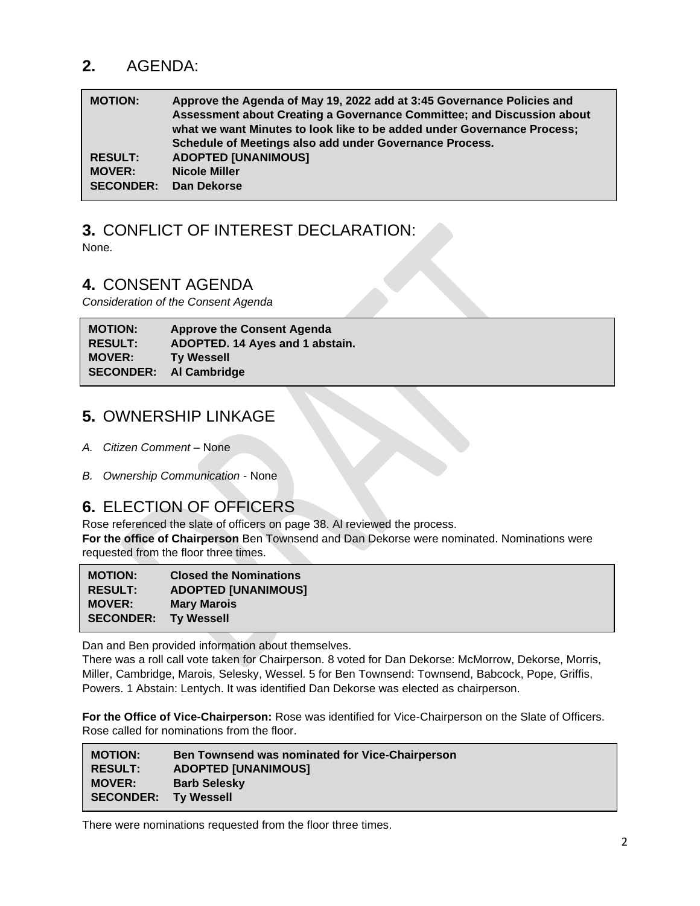## **2.** AGENDA:

| | |
|---|---|
| **MOTION:** | **Approve the Agenda of May 19, 2022 add at 3:45 Governance Policies and Assessment about Creating a Governance Committee; and Discussion about what we want Minutes to look like to be added under Governance Process; Schedule of Meetings also add under Governance Process.** |
| **RESULT:** | **ADOPTED [UNANIMOUS]** |
| **MOVER:** | **Nicole Miller** |
| **SECONDER:** | **Dan Dekorse** |

## **3.** CONFLICT OF INTEREST DECLARATION:

None.

## **4.** CONSENT AGENDA

*Consideration of the Consent Agenda*

| | |
|---|---|
| **MOTION:** | **Approve the Consent Agenda** |
| **RESULT:** | **ADOPTED. 14 Ayes and 1 abstain.** |
| **MOVER:** | **Ty Wessell** |
| **SECONDER:** | **Al Cambridge** |

## **5.** OWNERSHIP LINKAGE

*A. Citizen Comment* – None

*B. Ownership Communication* - None

## **6.** ELECTION OF OFFICERS

Rose referenced the slate of officers on page 38. Al reviewed the process.

**For the office of Chairperson** Ben Townsend and Dan Dekorse were nominated. Nominations were requested from the floor three times.

| | |
|---|---|
| **MOTION:** | **Closed the Nominations** |
| **RESULT:** | **ADOPTED [UNANIMOUS]** |
| **MOVER:** | **Mary Marois** |
| **SECONDER:** | **Ty Wessell** |

Dan and Ben provided information about themselves.

There was a roll call vote taken for Chairperson. 8 voted for Dan Dekorse: McMorrow, Dekorse, Morris, Miller, Cambridge, Marois, Selesky, Wessel. 5 for Ben Townsend: Townsend, Babcock, Pope, Griffis, Powers. 1 Abstain: Lentych. It was identified Dan Dekorse was elected as chairperson.

**For the Office of Vice-Chairperson:** Rose was identified for Vice-Chairperson on the Slate of Officers. Rose called for nominations from the floor.

| | |
|---|---|
| **MOTION:** | **Ben Townsend was nominated for Vice-Chairperson** |
| **RESULT:** | **ADOPTED [UNANIMOUS]** |
| **MOVER:** | **Barb Selesky** |
| **SECONDER:** | **Ty Wessell** |

There were nominations requested from the floor three times.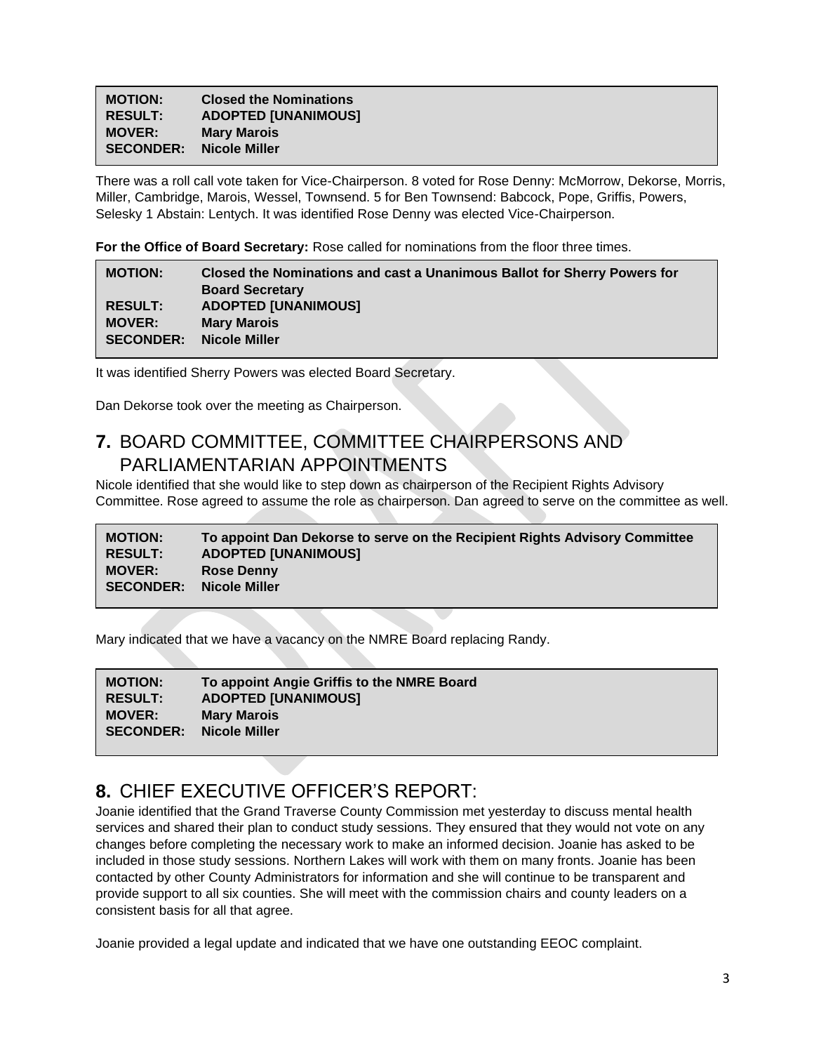| | |
|---|---|
| **MOTION:** | **Closed the Nominations** |
| **RESULT:** | **ADOPTED [UNANIMOUS]** |
| **MOVER:** | **Mary Marois** |
| **SECONDER:** | **Nicole Miller** |

There was a roll call vote taken for Vice-Chairperson. 8 voted for Rose Denny: McMorrow, Dekorse, Morris, Miller, Cambridge, Marois, Wessel, Townsend. 5 for Ben Townsend: Babcock, Pope, Griffis, Powers, Selesky 1 Abstain: Lentych. It was identified Rose Denny was elected Vice-Chairperson.

**For the Office of Board Secretary:** Rose called for nominations from the floor three times.

| | |
|---|---|
| **MOTION:** | **Closed the Nominations and cast a Unanimous Ballot for Sherry Powers for Board Secretary** |
| **RESULT:** | **ADOPTED [UNANIMOUS]** |
| **MOVER:** | **Mary Marois** |
| **SECONDER:** | **Nicole Miller** |

It was identified Sherry Powers was elected Board Secretary.

Dan Dekorse took over the meeting as Chairperson.

## 7. BOARD COMMITTEE, COMMITTEE CHAIRPERSONS AND PARLIAMENTARIAN APPOINTMENTS

Nicole identified that she would like to step down as chairperson of the Recipient Rights Advisory Committee. Rose agreed to assume the role as chairperson. Dan agreed to serve on the committee as well.

| | |
|---|---|
| **MOTION:** | **To appoint Dan Dekorse to serve on the Recipient Rights Advisory Committee** |
| **RESULT:** | **ADOPTED [UNANIMOUS]** |
| **MOVER:** | **Rose Denny** |
| **SECONDER:** | **Nicole Miller** |

Mary indicated that we have a vacancy on the NMRE Board replacing Randy.

| | |
|---|---|
| **MOTION:** | **To appoint Angie Griffis to the NMRE Board** |
| **RESULT:** | **ADOPTED [UNANIMOUS]** |
| **MOVER:** | **Mary Marois** |
| **SECONDER:** | **Nicole Miller** |

## 8. CHIEF EXECUTIVE OFFICER'S REPORT:

Joanie identified that the Grand Traverse County Commission met yesterday to discuss mental health services and shared their plan to conduct study sessions. They ensured that they would not vote on any changes before completing the necessary work to make an informed decision. Joanie has asked to be included in those study sessions. Northern Lakes will work with them on many fronts. Joanie has been contacted by other County Administrators for information and she will continue to be transparent and provide support to all six counties. She will meet with the commission chairs and county leaders on a consistent basis for all that agree.

Joanie provided a legal update and indicated that we have one outstanding EEOC complaint.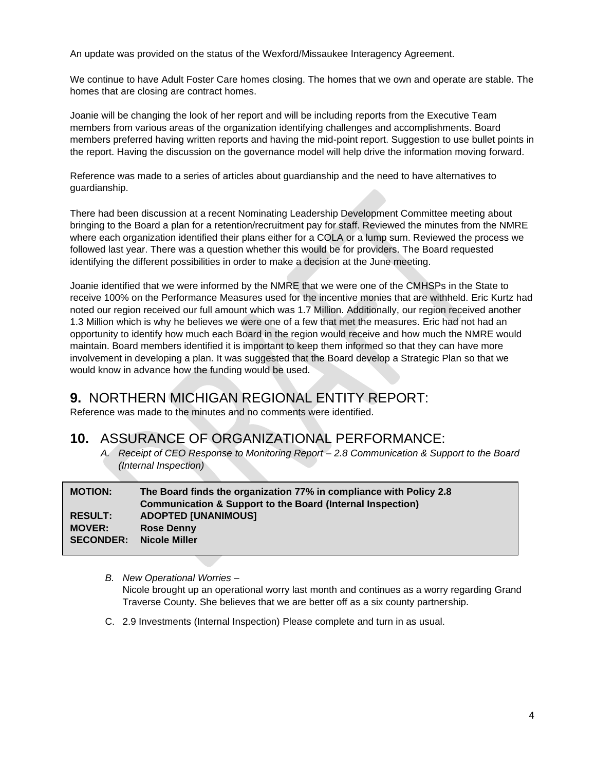An update was provided on the status of the Wexford/Missaukee Interagency Agreement.

We continue to have Adult Foster Care homes closing. The homes that we own and operate are stable. The homes that are closing are contract homes.

Joanie will be changing the look of her report and will be including reports from the Executive Team members from various areas of the organization identifying challenges and accomplishments. Board members preferred having written reports and having the mid-point report. Suggestion to use bullet points in the report. Having the discussion on the governance model will help drive the information moving forward.

Reference was made to a series of articles about guardianship and the need to have alternatives to guardianship.

There had been discussion at a recent Nominating Leadership Development Committee meeting about bringing to the Board a plan for a retention/recruitment pay for staff. Reviewed the minutes from the NMRE where each organization identified their plans either for a COLA or a lump sum. Reviewed the process we followed last year. There was a question whether this would be for providers. The Board requested identifying the different possibilities in order to make a decision at the June meeting.

Joanie identified that we were informed by the NMRE that we were one of the CMHSPs in the State to receive 100% on the Performance Measures used for the incentive monies that are withheld. Eric Kurtz had noted our region received our full amount which was 1.7 Million. Additionally, our region received another 1.3 Million which is why he believes we were one of a few that met the measures. Eric had not had an opportunity to identify how much each Board in the region would receive and how much the NMRE would maintain. Board members identified it is important to keep them informed so that they can have more involvement in developing a plan. It was suggested that the Board develop a Strategic Plan so that we would know in advance how the funding would be used.

## 9. NORTHERN MICHIGAN REGIONAL ENTITY REPORT:

Reference was made to the minutes and no comments were identified.

## 10. ASSURANCE OF ORGANIZATIONAL PERFORMANCE:

*A. Receipt of CEO Response to Monitoring Report – 2.8 Communication & Support to the Board (Internal Inspection)*

| | |
|---|---|
| **MOTION:** | **The Board finds the organization 77% in compliance with Policy 2.8 Communication & Support to the Board (Internal Inspection)** |
| **RESULT:** | **ADOPTED [UNANIMOUS]** |
| **MOVER:** | **Rose Denny** |
| **SECONDER:** | **Nicole Miller** |

*B. New Operational Worries –*
Nicole brought up an operational worry last month and continues as a worry regarding Grand Traverse County. She believes that we are better off as a six county partnership.

C. 2.9 Investments (Internal Inspection) Please complete and turn in as usual.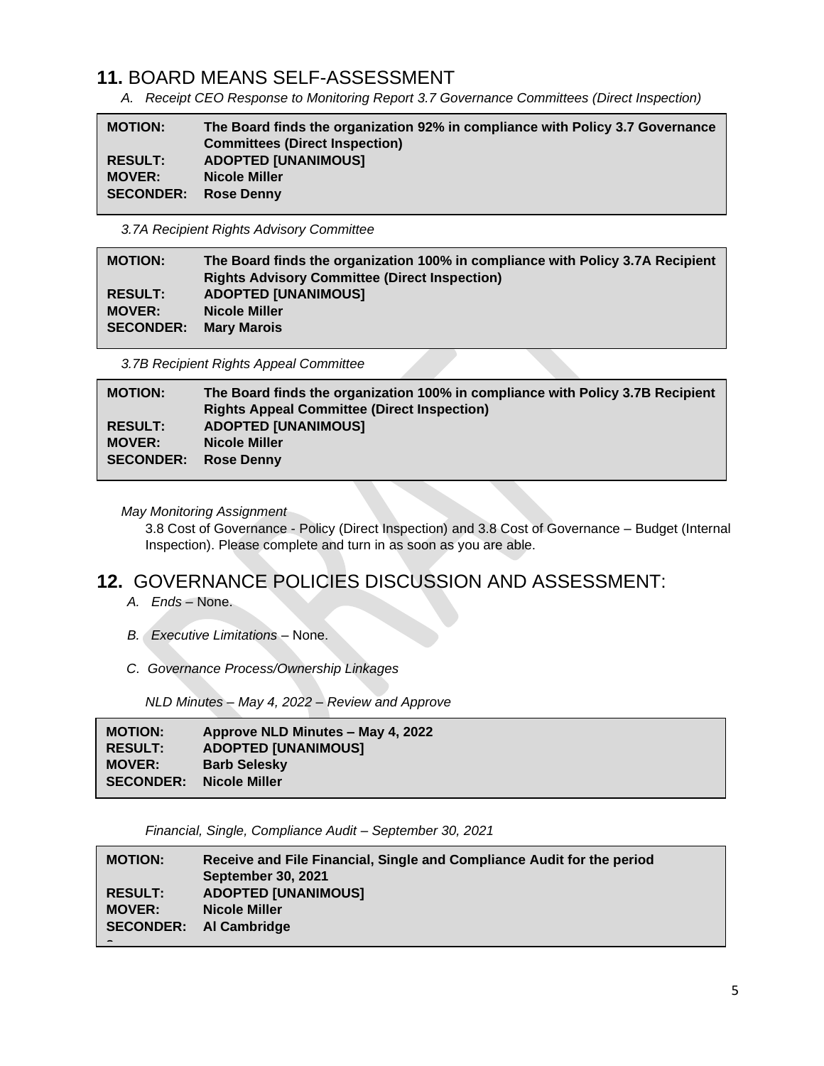## **11.** BOARD MEANS SELF-ASSESSMENT

*A. Receipt CEO Response to Monitoring Report 3.7 Governance Committees (Direct Inspection)*

| | |
|---|---|
| **MOTION:** | **The Board finds the organization 92% in compliance with Policy 3.7 Governance Committees (Direct Inspection)** |
| **RESULT:** | **ADOPTED [UNANIMOUS]** |
| **MOVER:** | **Nicole Miller** |
| **SECONDER:** | **Rose Denny** |

*3.7A Recipient Rights Advisory Committee*

| | |
|---|---|
| **MOTION:** | **The Board finds the organization 100% in compliance with Policy 3.7A Recipient Rights Advisory Committee (Direct Inspection)** |
| **RESULT:** | **ADOPTED [UNANIMOUS]** |
| **MOVER:** | **Nicole Miller** |
| **SECONDER:** | **Mary Marois** |

*3.7B Recipient Rights Appeal Committee*

| | |
|---|---|
| **MOTION:** | **The Board finds the organization 100% in compliance with Policy 3.7B Recipient Rights Appeal Committee (Direct Inspection)** |
| **RESULT:** | **ADOPTED [UNANIMOUS]** |
| **MOVER:** | **Nicole Miller** |
| **SECONDER:** | **Rose Denny** |

*May Monitoring Assignment*

3.8 Cost of Governance - Policy (Direct Inspection) and 3.8 Cost of Governance – Budget (Internal Inspection). Please complete and turn in as soon as you are able.

## **12.** GOVERNANCE POLICIES DISCUSSION AND ASSESSMENT:

*A. Ends* – None.

*B. Executive Limitations* – None.

*C. Governance Process/Ownership Linkages*

*NLD Minutes – May 4, 2022 – Review and Approve*

| | |
|---|---|
| **MOTION:** | **Approve NLD Minutes – May 4, 2022** |
| **RESULT:** | **ADOPTED [UNANIMOUS]** |
| **MOVER:** | **Barb Selesky** |
| **SECONDER:** | **Nicole Miller** |

*Financial, Single, Compliance Audit – September 30, 2021*

| | |
|---|---|
| **MOTION:** | **Receive and File Financial, Single and Compliance Audit for the period September 30, 2021** |
| **RESULT:** | **ADOPTED [UNANIMOUS]** |
| **MOVER:** | **Nicole Miller** |
| **SECONDER:** | **Al Cambridge** |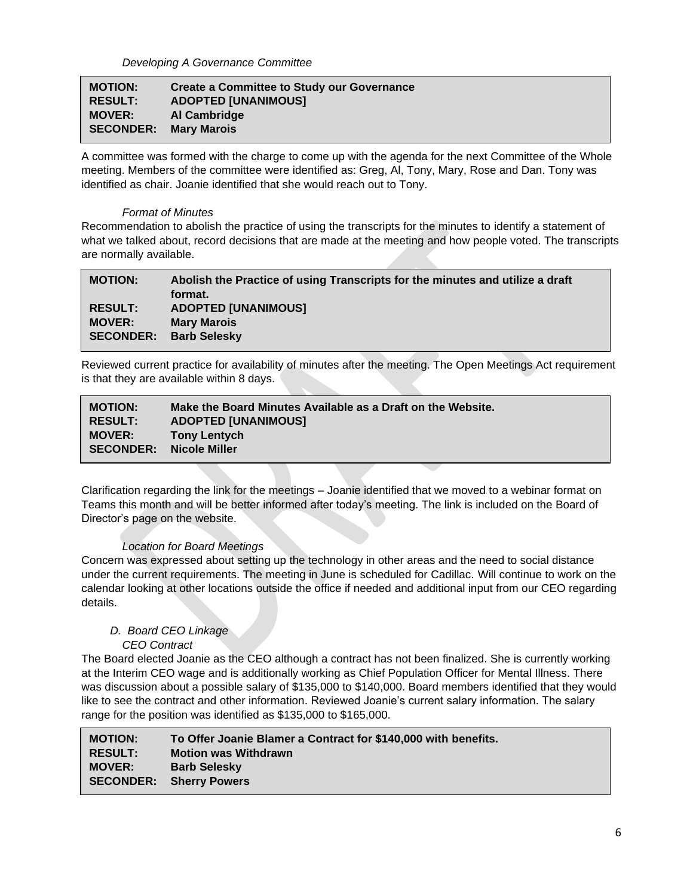*Developing A Governance Committee*

| | |
|---|---|
| **MOTION:** | **Create a Committee to Study our Governance** |
| **RESULT:** | **ADOPTED [UNANIMOUS]** |
| **MOVER:** | **Al Cambridge** |
| **SECONDER:** | **Mary Marois** |

A committee was formed with the charge to come up with the agenda for the next Committee of the Whole meeting. Members of the committee were identified as: Greg, Al, Tony, Mary, Rose and Dan. Tony was identified as chair. Joanie identified that she would reach out to Tony.

*Format of Minutes*

Recommendation to abolish the practice of using the transcripts for the minutes to identify a statement of what we talked about, record decisions that are made at the meeting and how people voted. The transcripts are normally available.

| | |
|---|---|
| **MOTION:** | **Abolish the Practice of using Transcripts for the minutes and utilize a draft format.** |
| **RESULT:** | **ADOPTED [UNANIMOUS]** |
| **MOVER:** | **Mary Marois** |
| **SECONDER:** | **Barb Selesky** |

Reviewed current practice for availability of minutes after the meeting. The Open Meetings Act requirement is that they are available within 8 days.

| | |
|---|---|
| **MOTION:** | **Make the Board Minutes Available as a Draft on the Website.** |
| **RESULT:** | **ADOPTED [UNANIMOUS]** |
| **MOVER:** | **Tony Lentych** |
| **SECONDER:** | **Nicole Miller** |

Clarification regarding the link for the meetings – Joanie identified that we moved to a webinar format on Teams this month and will be better informed after today's meeting. The link is included on the Board of Director's page on the website.

*Location for Board Meetings*

Concern was expressed about setting up the technology in other areas and the need to social distance under the current requirements. The meeting in June is scheduled for Cadillac. Will continue to work on the calendar looking at other locations outside the office if needed and additional input from our CEO regarding details.

*D. Board CEO Linkage*

*CEO Contract*

The Board elected Joanie as the CEO although a contract has not been finalized. She is currently working at the Interim CEO wage and is additionally working as Chief Population Officer for Mental Illness. There was discussion about a possible salary of $135,000 to $140,000. Board members identified that they would like to see the contract and other information. Reviewed Joanie's current salary information. The salary range for the position was identified as $135,000 to $165,000.

| | |
|---|---|
| **MOTION:** | **To Offer Joanie Blamer a Contract for $140,000 with benefits.** |
| **RESULT:** | **Motion was Withdrawn** |
| **MOVER:** | **Barb Selesky** |
| **SECONDER:** | **Sherry Powers** |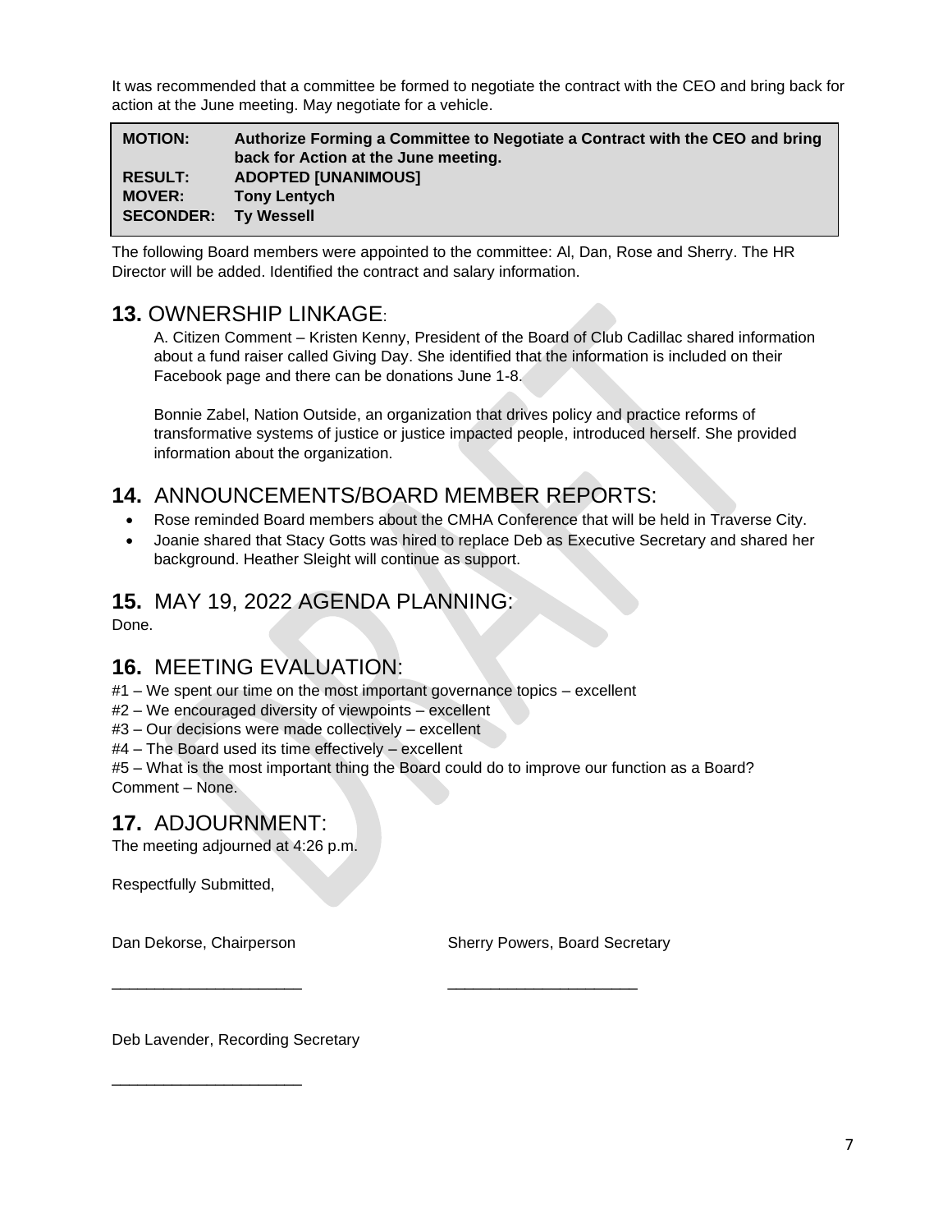It was recommended that a committee be formed to negotiate the contract with the CEO and bring back for action at the June meeting. May negotiate for a vehicle.

| | |
|---|---|
| **MOTION:** | **Authorize Forming a Committee to Negotiate a Contract with the CEO and bring back for Action at the June meeting.** |
| **RESULT:** | **ADOPTED [UNANIMOUS]** |
| **MOVER:** | **Tony Lentych** |
| **SECONDER:** | **Ty Wessell** |

The following Board members were appointed to the committee: Al, Dan, Rose and Sherry. The HR Director will be added. Identified the contract and salary information.

## **13.** OWNERSHIP LINKAGE:

A. Citizen Comment – Kristen Kenny, President of the Board of Club Cadillac shared information about a fund raiser called Giving Day. She identified that the information is included on their Facebook page and there can be donations June 1-8.

Bonnie Zabel, Nation Outside, an organization that drives policy and practice reforms of transformative systems of justice or justice impacted people, introduced herself. She provided information about the organization.

## **14.** ANNOUNCEMENTS/BOARD MEMBER REPORTS:

- Rose reminded Board members about the CMHA Conference that will be held in Traverse City.
- Joanie shared that Stacy Gotts was hired to replace Deb as Executive Secretary and shared her background. Heather Sleight will continue as support.

## **15.** MAY 19, 2022 AGENDA PLANNING:

Done.

## **16.** MEETING EVALUATION:

#1 – We spent our time on the most important governance topics – excellent
#2 – We encouraged diversity of viewpoints – excellent
#3 – Our decisions were made collectively – excellent
#4 – The Board used its time effectively – excellent
#5 – What is the most important thing the Board could do to improve our function as a Board?
Comment – None.

## **17.** ADJOURNMENT:

The meeting adjourned at 4:26 p.m.

Respectfully Submitted,

Dan Dekorse, Chairperson

______________________

Sherry Powers, Board Secretary

______________________

Deb Lavender, Recording Secretary

______________________